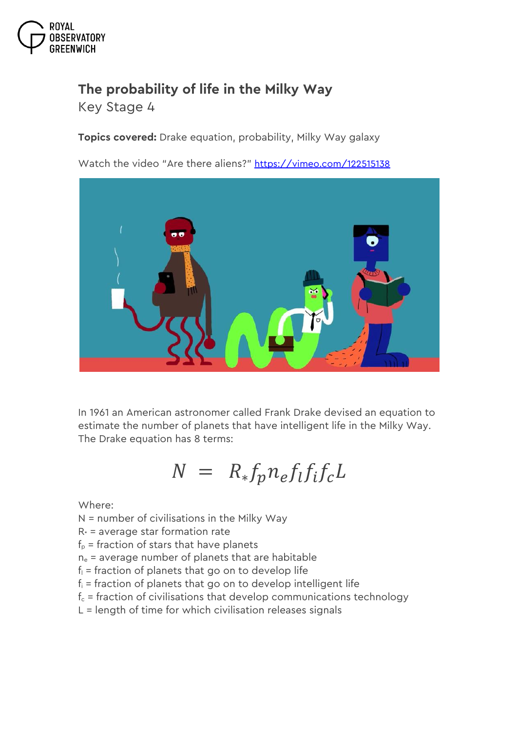# The probability of life in the Milky Way

Key Stage 4

**Topics covered:** Drake equation, probability, Milky Way galaxy

Watch the video "Are there aliens?" https://vimeo.com/122515138

In 1961 an American astronomer called Frank Drake devised an equation to estimate the number of planets that have intelligent life in the Milky Way. The Drake equation has 8 terms:

$$N = R_* f_p n_e f_l f_i f_c L$$

Where:

N = number of civilisations in the Milky Way
$R_*$ = average star formation rate
$f_p$ = fraction of stars that have planets
$n_e$ = average number of planets that are habitable
$f_l$ = fraction of planets that go on to develop life
$f_i$ = fraction of planets that go on to develop intelligent life
$f_c$ = fraction of civilisations that develop communications technology
L = length of time for which civilisation releases signals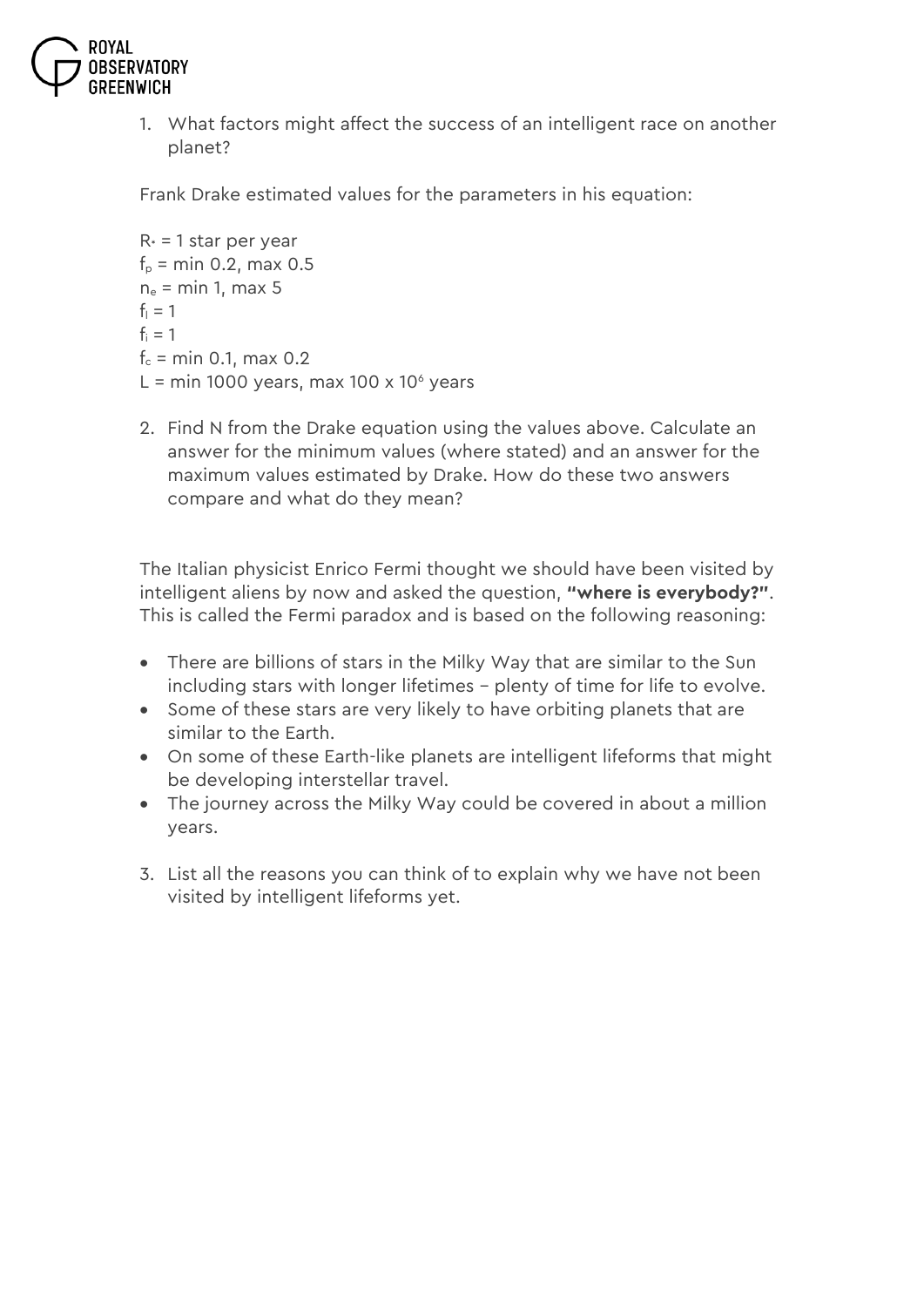1. What factors might affect the success of an intelligent race on another planet?

Frank Drake estimated values for the parameters in his equation:

$R_*$ = 1 star per year
$f_p$ = min 0.2, max 0.5
$n_e$ = min 1, max 5
$f_l$ = 1
$f_i$ = 1
$f_c$ = min 0.1, max 0.2
$L$ = min 1000 years, max $100 \times 10^6$ years

2. Find N from the Drake equation using the values above. Calculate an answer for the minimum values (where stated) and an answer for the maximum values estimated by Drake. How do these two answers compare and what do they mean?

The Italian physicist Enrico Fermi thought we should have been visited by intelligent aliens by now and asked the question, **"where is everybody?"**. This is called the Fermi paradox and is based on the following reasoning:

- There are billions of stars in the Milky Way that are similar to the Sun including stars with longer lifetimes – plenty of time for life to evolve.
- Some of these stars are very likely to have orbiting planets that are similar to the Earth.
- On some of these Earth-like planets are intelligent lifeforms that might be developing interstellar travel.
- The journey across the Milky Way could be covered in about a million years.

3. List all the reasons you can think of to explain why we have not been visited by intelligent lifeforms yet.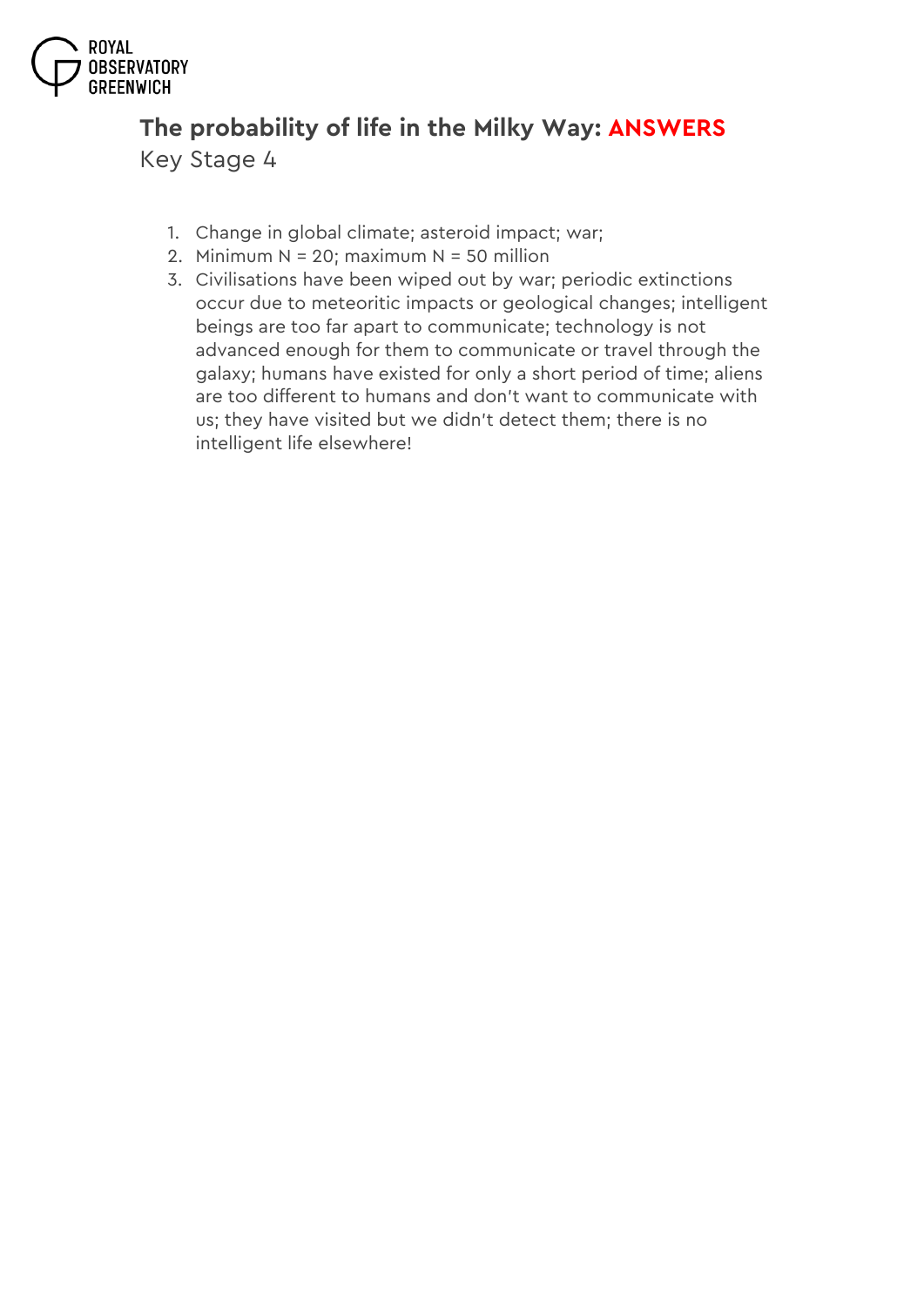# The probability of life in the Milky Way: ANSWERS

Key Stage 4

1. Change in global climate; asteroid impact; war;
2. Minimum N = 20; maximum N = 50 million
3. Civilisations have been wiped out by war; periodic extinctions occur due to meteoritic impacts or geological changes; intelligent beings are too far apart to communicate; technology is not advanced enough for them to communicate or travel through the galaxy; humans have existed for only a short period of time; aliens are too different to humans and don't want to communicate with us; they have visited but we didn't detect them; there is no intelligent life elsewhere!